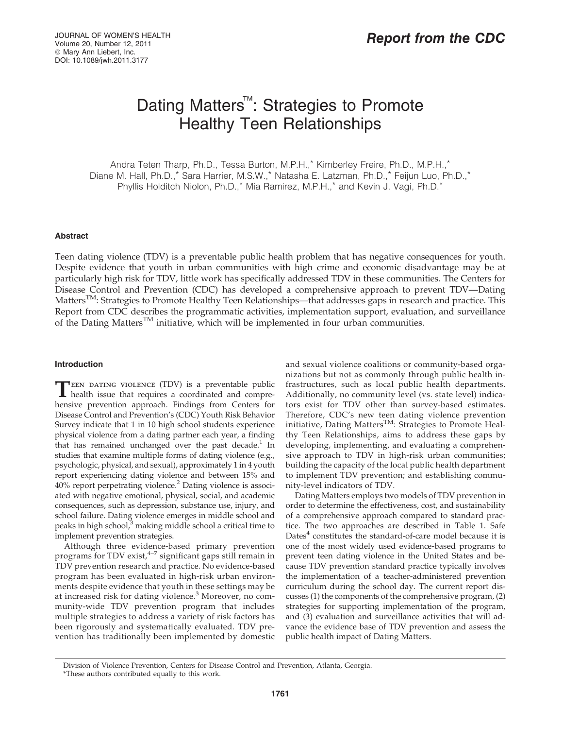Report from the CDC

# Dating Matters™: Strategies to Promote Healthy Teen Relationships

Andra Teten Tharp, Ph.D., Tessa Burton, M.P.H.,* Kimberley Freire, Ph.D., M.P.H.,* Diane M. Hall, Ph.D.,* Sara Harrier, M.S.W.,* Natasha E. Latzman, Ph.D.,* Feijun Luo, Ph.D.,* Phyllis Holditch Niolon, Ph.D.,* Mia Ramirez, M.P.H.,* and Kevin J. Vagi, Ph.D.*

### Abstract

Teen dating violence (TDV) is a preventable public health problem that has negative consequences for youth. Despite evidence that youth in urban communities with high crime and economic disadvantage may be at particularly high risk for TDV, little work has specifically addressed TDV in these communities. The Centers for Disease Control and Prevention (CDC) has developed a comprehensive approach to prevent TDV—Dating Matters™: Strategies to Promote Healthy Teen Relationships—that addresses gaps in research and practice. This Report from CDC describes the programmatic activities, implementation support, evaluation, and surveillance of the Dating Matters™ initiative, which will be implemented in four urban communities.

### Introduction

Teen dating violence (TDV) is a preventable public health issue that requires a coordinated and comprehensive prevention approach. Findings from Centers for Disease Control and Prevention's (CDC) Youth Risk Behavior Survey indicate that 1 in 10 high school students experience physical violence from a dating partner each year, a finding that has remained unchanged over the past decade.[1] In studies that examine multiple forms of dating violence (e.g., psychologic, physical, and sexual), approximately 1 in 4 youth report experiencing dating violence and between 15% and 40% report perpetrating violence.[2] Dating violence is associated with negative emotional, physical, social, and academic consequences, such as depression, substance use, injury, and school failure. Dating violence emerges in middle school and peaks in high school,[3] making middle school a critical time to implement prevention strategies.

Although three evidence-based primary prevention programs for TDV exist,[4–7] significant gaps still remain in TDV prevention research and practice. No evidence-based program has been evaluated in high-risk urban environments despite evidence that youth in these settings may be at increased risk for dating violence.[3] Moreover, no community-wide TDV prevention program that includes multiple strategies to address a variety of risk factors has been rigorously and systematically evaluated. TDV prevention has traditionally been implemented by domestic and sexual violence coalitions or community-based organizations but not as commonly through public health infrastructures, such as local public health departments. Additionally, no community level (vs. state level) indicators exist for TDV other than survey-based estimates. Therefore, CDC's new teen dating violence prevention initiative, Dating Matters™: Strategies to Promote Healthy Teen Relationships, aims to address these gaps by developing, implementing, and evaluating a comprehensive approach to TDV in high-risk urban communities; building the capacity of the local public health department to implement TDV prevention; and establishing community-level indicators of TDV.

Dating Matters employs two models of TDV prevention in order to determine the effectiveness, cost, and sustainability of a comprehensive approach compared to standard practice. The two approaches are described in Table 1. Safe Dates[4] constitutes the standard-of-care model because it is one of the most widely used evidence-based programs to prevent teen dating violence in the United States and because TDV prevention standard practice typically involves the implementation of a teacher-administered prevention curriculum during the school day. The current report discusses (1) the components of the comprehensive program, (2) strategies for supporting implementation of the program, and (3) evaluation and surveillance activities that will advance the evidence base of TDV prevention and assess the public health impact of Dating Matters.

Division of Violence Prevention, Centers for Disease Control and Prevention, Atlanta, Georgia.
*These authors contributed equally to this work.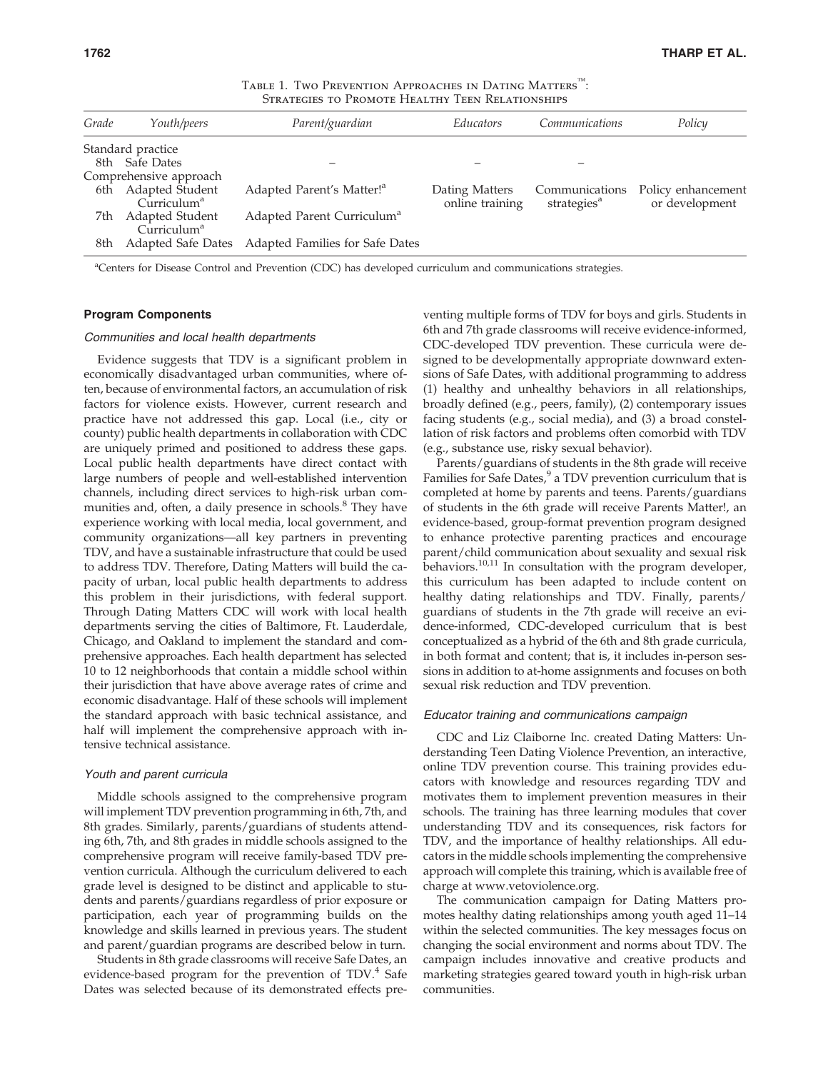Table 1. Two Prevention Approaches in Dating Matters™: Strategies to Promote Healthy Teen Relationships

| Grade | Youth/peers | Parent/guardian | Educators | Communications | Policy |
|---|---|---|---|---|---|
| Standard practice | | | | | |
| 8th | Safe Dates | – | – | – | |
| Comprehensive approach | | | | | |
| 6th | Adapted Student Curriculum[a] | Adapted Parent's Matter![a] | Dating Matters online training | Communications strategies[a] | Policy enhancement or development |
| 7th | Adapted Student Curriculum[a] | Adapted Parent Curriculum[a] | | | |
| 8th | Adapted Safe Dates | Adapted Families for Safe Dates | | | |

[a]Centers for Disease Control and Prevention (CDC) has developed curriculum and communications strategies.

## Program Components

### Communities and local health departments

Evidence suggests that TDV is a significant problem in economically disadvantaged urban communities, where often, because of environmental factors, an accumulation of risk factors for violence exists. However, current research and practice have not addressed this gap. Local (i.e., city or county) public health departments in collaboration with CDC are uniquely primed and positioned to address these gaps. Local public health departments have direct contact with large numbers of people and well-established intervention channels, including direct services to high-risk urban communities and, often, a daily presence in schools.[8] They have experience working with local media, local government, and community organizations—all key partners in preventing TDV, and have a sustainable infrastructure that could be used to address TDV. Therefore, Dating Matters will build the capacity of urban, local public health departments to address this problem in their jurisdictions, with federal support. Through Dating Matters CDC will work with local health departments serving the cities of Baltimore, Ft. Lauderdale, Chicago, and Oakland to implement the standard and comprehensive approaches. Each health department has selected 10 to 12 neighborhoods that contain a middle school within their jurisdiction that have above average rates of crime and economic disadvantage. Half of these schools will implement the standard approach with basic technical assistance, and half will implement the comprehensive approach with intensive technical assistance.

### Youth and parent curricula

Middle schools assigned to the comprehensive program will implement TDV prevention programming in 6th, 7th, and 8th grades. Similarly, parents/guardians of students attending 6th, 7th, and 8th grades in middle schools assigned to the comprehensive program will receive family-based TDV prevention curricula. Although the curriculum delivered to each grade level is designed to be distinct and applicable to students and parents/guardians regardless of prior exposure or participation, each year of programming builds on the knowledge and skills learned in previous years. The student and parent/guardian programs are described below in turn.

Students in 8th grade classrooms will receive Safe Dates, an evidence-based program for the prevention of TDV.[4] Safe Dates was selected because of its demonstrated effects preventing multiple forms of TDV for boys and girls. Students in 6th and 7th grade classrooms will receive evidence-informed, CDC-developed TDV prevention. These curricula were designed to be developmentally appropriate downward extensions of Safe Dates, with additional programming to address (1) healthy and unhealthy behaviors in all relationships, broadly defined (e.g., peers, family), (2) contemporary issues facing students (e.g., social media), and (3) a broad constellation of risk factors and problems often comorbid with TDV (e.g., substance use, risky sexual behavior).

Parents/guardians of students in the 8th grade will receive Families for Safe Dates,[9] a TDV prevention curriculum that is completed at home by parents and teens. Parents/guardians of students in the 6th grade will receive Parents Matter!, an evidence-based, group-format prevention program designed to enhance protective parenting practices and encourage parent/child communication about sexuality and sexual risk behaviors.[10,11] In consultation with the program developer, this curriculum has been adapted to include content on healthy dating relationships and TDV. Finally, parents/guardians of students in the 7th grade will receive an evidence-informed, CDC-developed curriculum that is best conceptualized as a hybrid of the 6th and 8th grade curricula, in both format and content; that is, it includes in-person sessions in addition to at-home assignments and focuses on both sexual risk reduction and TDV prevention.

### Educator training and communications campaign

CDC and Liz Claiborne Inc. created Dating Matters: Understanding Teen Dating Violence Prevention, an interactive, online TDV prevention course. This training provides educators with knowledge and resources regarding TDV and motivates them to implement prevention measures in their schools. The training has three learning modules that cover understanding TDV and its consequences, risk factors for TDV, and the importance of healthy relationships. All educators in the middle schools implementing the comprehensive approach will complete this training, which is available free of charge at www.vetoviolence.org.

The communication campaign for Dating Matters promotes healthy dating relationships among youth aged 11–14 within the selected communities. The key messages focus on changing the social environment and norms about TDV. The campaign includes innovative and creative products and marketing strategies geared toward youth in high-risk urban communities.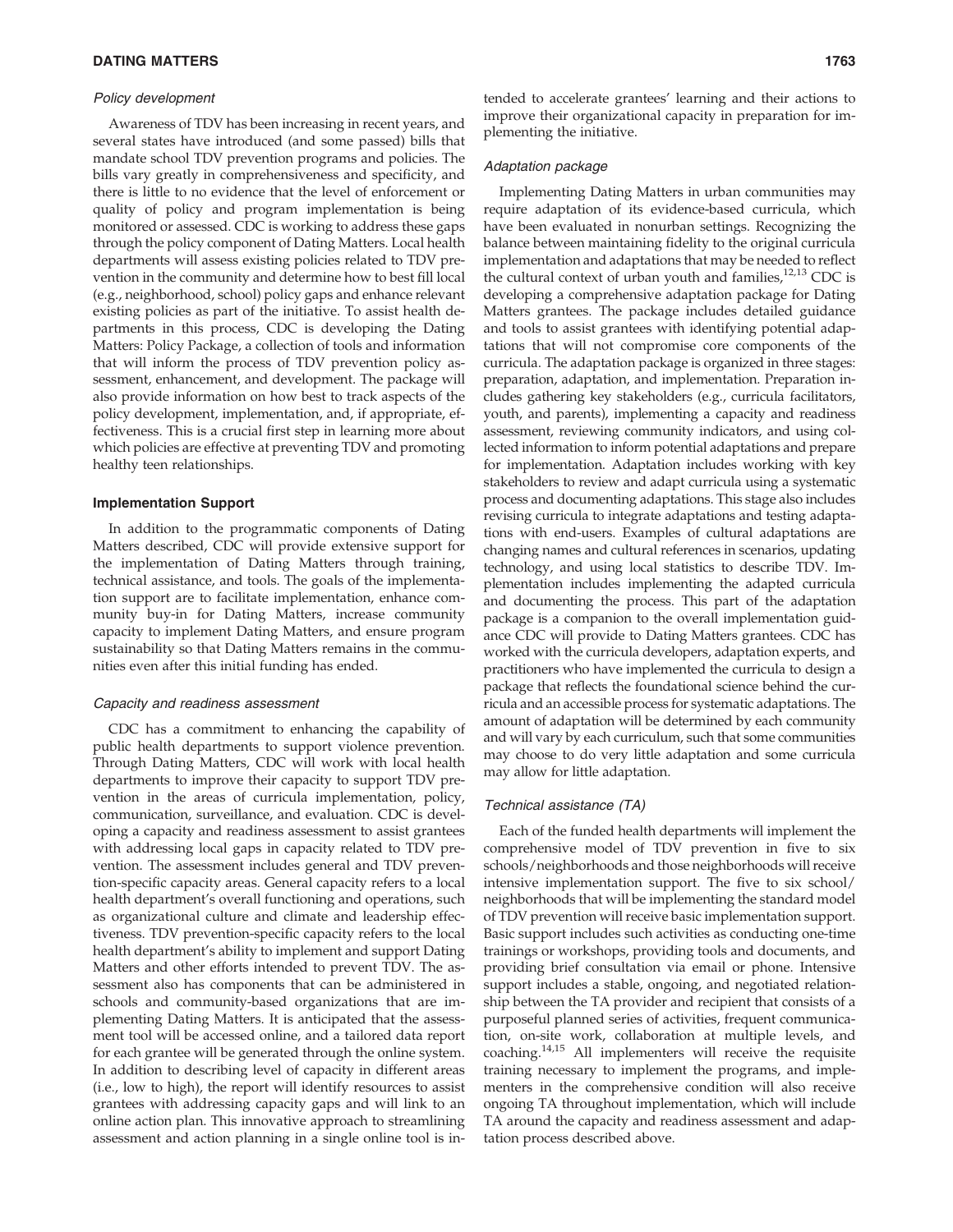### Policy development

Awareness of TDV has been increasing in recent years, and several states have introduced (and some passed) bills that mandate school TDV prevention programs and policies. The bills vary greatly in comprehensiveness and specificity, and there is little to no evidence that the level of enforcement or quality of policy and program implementation is being monitored or assessed. CDC is working to address these gaps through the policy component of Dating Matters. Local health departments will assess existing policies related to TDV prevention in the community and determine how to best fill local (e.g., neighborhood, school) policy gaps and enhance relevant existing policies as part of the initiative. To assist health departments in this process, CDC is developing the Dating Matters: Policy Package, a collection of tools and information that will inform the process of TDV prevention policy assessment, enhancement, and development. The package will also provide information on how best to track aspects of the policy development, implementation, and, if appropriate, effectiveness. This is a crucial first step in learning more about which policies are effective at preventing TDV and promoting healthy teen relationships.

## Implementation Support

In addition to the programmatic components of Dating Matters described, CDC will provide extensive support for the implementation of Dating Matters through training, technical assistance, and tools. The goals of the implementation support are to facilitate implementation, enhance community buy-in for Dating Matters, increase community capacity to implement Dating Matters, and ensure program sustainability so that Dating Matters remains in the communities even after this initial funding has ended.

### Capacity and readiness assessment

CDC has a commitment to enhancing the capability of public health departments to support violence prevention. Through Dating Matters, CDC will work with local health departments to improve their capacity to support TDV prevention in the areas of curricula implementation, policy, communication, surveillance, and evaluation. CDC is developing a capacity and readiness assessment to assist grantees with addressing local gaps in capacity related to TDV prevention. The assessment includes general and TDV prevention-specific capacity areas. General capacity refers to a local health department's overall functioning and operations, such as organizational culture and climate and leadership effectiveness. TDV prevention-specific capacity refers to the local health department's ability to implement and support Dating Matters and other efforts intended to prevent TDV. The assessment also has components that can be administered in schools and community-based organizations that are implementing Dating Matters. It is anticipated that the assessment tool will be accessed online, and a tailored data report for each grantee will be generated through the online system. In addition to describing level of capacity in different areas (i.e., low to high), the report will identify resources to assist grantees with addressing capacity gaps and will link to an online action plan. This innovative approach to streamlining assessment and action planning in a single online tool is intended to accelerate grantees' learning and their actions to improve their organizational capacity in preparation for implementing the initiative.

### Adaptation package

Implementing Dating Matters in urban communities may require adaptation of its evidence-based curricula, which have been evaluated in nonurban settings. Recognizing the balance between maintaining fidelity to the original curricula implementation and adaptations that may be needed to reflect the cultural context of urban youth and families,[12,13] CDC is developing a comprehensive adaptation package for Dating Matters grantees. The package includes detailed guidance and tools to assist grantees with identifying potential adaptations that will not compromise core components of the curricula. The adaptation package is organized in three stages: preparation, adaptation, and implementation. Preparation includes gathering key stakeholders (e.g., curricula facilitators, youth, and parents), implementing a capacity and readiness assessment, reviewing community indicators, and using collected information to inform potential adaptations and prepare for implementation. Adaptation includes working with key stakeholders to review and adapt curricula using a systematic process and documenting adaptations. This stage also includes revising curricula to integrate adaptations and testing adaptations with end-users. Examples of cultural adaptations are changing names and cultural references in scenarios, updating technology, and using local statistics to describe TDV. Implementation includes implementing the adapted curricula and documenting the process. This part of the adaptation package is a companion to the overall implementation guidance CDC will provide to Dating Matters grantees. CDC has worked with the curricula developers, adaptation experts, and practitioners who have implemented the curricula to design a package that reflects the foundational science behind the curricula and an accessible process for systematic adaptations. The amount of adaptation will be determined by each community and will vary by each curriculum, such that some communities may choose to do very little adaptation and some curricula may allow for little adaptation.

### Technical assistance (TA)

Each of the funded health departments will implement the comprehensive model of TDV prevention in five to six schools/neighborhoods and those neighborhoods will receive intensive implementation support. The five to six school/neighborhoods that will be implementing the standard model of TDV prevention will receive basic implementation support. Basic support includes such activities as conducting one-time trainings or workshops, providing tools and documents, and providing brief consultation via email or phone. Intensive support includes a stable, ongoing, and negotiated relationship between the TA provider and recipient that consists of a purposeful planned series of activities, frequent communication, on-site work, collaboration at multiple levels, and coaching.[14,15] All implementers will receive the requisite training necessary to implement the programs, and implementers in the comprehensive condition will also receive ongoing TA throughout implementation, which will include TA around the capacity and readiness assessment and adaptation process described above.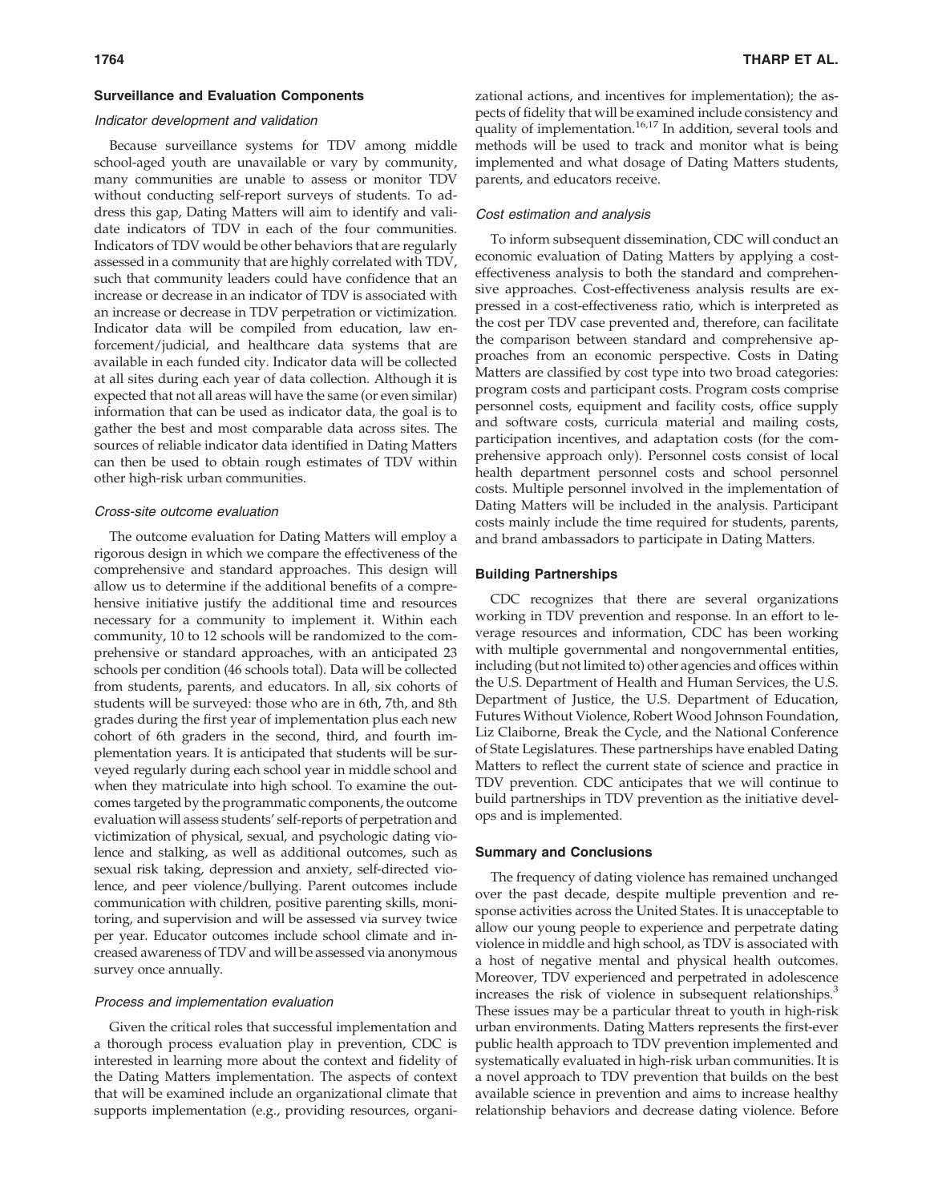### Surveillance and Evaluation Components

#### *Indicator development and validation*

Because surveillance systems for TDV among middle school-aged youth are unavailable or vary by community, many communities are unable to assess or monitor TDV without conducting self-report surveys of students. To address this gap, Dating Matters will aim to identify and validate indicators of TDV in each of the four communities. Indicators of TDV would be other behaviors that are regularly assessed in a community that are highly correlated with TDV, such that community leaders could have confidence that an increase or decrease in an indicator of TDV is associated with an increase or decrease in TDV perpetration or victimization. Indicator data will be compiled from education, law enforcement/judicial, and healthcare data systems that are available in each funded city. Indicator data will be collected at all sites during each year of data collection. Although it is expected that not all areas will have the same (or even similar) information that can be used as indicator data, the goal is to gather the best and most comparable data across sites. The sources of reliable indicator data identified in Dating Matters can then be used to obtain rough estimates of TDV within other high-risk urban communities.

#### *Cross-site outcome evaluation*

The outcome evaluation for Dating Matters will employ a rigorous design in which we compare the effectiveness of the comprehensive and standard approaches. This design will allow us to determine if the additional benefits of a comprehensive initiative justify the additional time and resources necessary for a community to implement it. Within each community, 10 to 12 schools will be randomized to the comprehensive or standard approaches, with an anticipated 23 schools per condition (46 schools total). Data will be collected from students, parents, and educators. In all, six cohorts of students will be surveyed: those who are in 6th, 7th, and 8th grades during the first year of implementation plus each new cohort of 6th graders in the second, third, and fourth implementation years. It is anticipated that students will be surveyed regularly during each school year in middle school and when they matriculate into high school. To examine the outcomes targeted by the programmatic components, the outcome evaluation will assess students' self-reports of perpetration and victimization of physical, sexual, and psychologic dating violence and stalking, as well as additional outcomes, such as sexual risk taking, depression and anxiety, self-directed violence, and peer violence/bullying. Parent outcomes include communication with children, positive parenting skills, monitoring, and supervision and will be assessed via survey twice per year. Educator outcomes include school climate and increased awareness of TDV and will be assessed via anonymous survey once annually.

#### *Process and implementation evaluation*

Given the critical roles that successful implementation and a thorough process evaluation play in prevention, CDC is interested in learning more about the context and fidelity of the Dating Matters implementation. The aspects of context that will be examined include an organizational climate that supports implementation (e.g., providing resources, organizational actions, and incentives for implementation); the aspects of fidelity that will be examined include consistency and quality of implementation.[16,17] In addition, several tools and methods will be used to track and monitor what is being implemented and what dosage of Dating Matters students, parents, and educators receive.

#### *Cost estimation and analysis*

To inform subsequent dissemination, CDC will conduct an economic evaluation of Dating Matters by applying a cost-effectiveness analysis to both the standard and comprehensive approaches. Cost-effectiveness analysis results are expressed in a cost-effectiveness ratio, which is interpreted as the cost per TDV case prevented and, therefore, can facilitate the comparison between standard and comprehensive approaches from an economic perspective. Costs in Dating Matters are classified by cost type into two broad categories: program costs and participant costs. Program costs comprise personnel costs, equipment and facility costs, office supply and software costs, curricula material and mailing costs, participation incentives, and adaptation costs (for the comprehensive approach only). Personnel costs consist of local health department personnel costs and school personnel costs. Multiple personnel involved in the implementation of Dating Matters will be included in the analysis. Participant costs mainly include the time required for students, parents, and brand ambassadors to participate in Dating Matters.

### Building Partnerships

CDC recognizes that there are several organizations working in TDV prevention and response. In an effort to leverage resources and information, CDC has been working with multiple governmental and nongovernmental entities, including (but not limited to) other agencies and offices within the U.S. Department of Health and Human Services, the U.S. Department of Justice, the U.S. Department of Education, Futures Without Violence, Robert Wood Johnson Foundation, Liz Claiborne, Break the Cycle, and the National Conference of State Legislatures. These partnerships have enabled Dating Matters to reflect the current state of science and practice in TDV prevention. CDC anticipates that we will continue to build partnerships in TDV prevention as the initiative develops and is implemented.

### Summary and Conclusions

The frequency of dating violence has remained unchanged over the past decade, despite multiple prevention and response activities across the United States. It is unacceptable to allow our young people to experience and perpetrate dating violence in middle and high school, as TDV is associated with a host of negative mental and physical health outcomes. Moreover, TDV experienced and perpetrated in adolescence increases the risk of violence in subsequent relationships.[3] These issues may be a particular threat to youth in high-risk urban environments. Dating Matters represents the first-ever public health approach to TDV prevention implemented and systematically evaluated in high-risk urban communities. It is a novel approach to TDV prevention that builds on the best available science in prevention and aims to increase healthy relationship behaviors and decrease dating violence. Before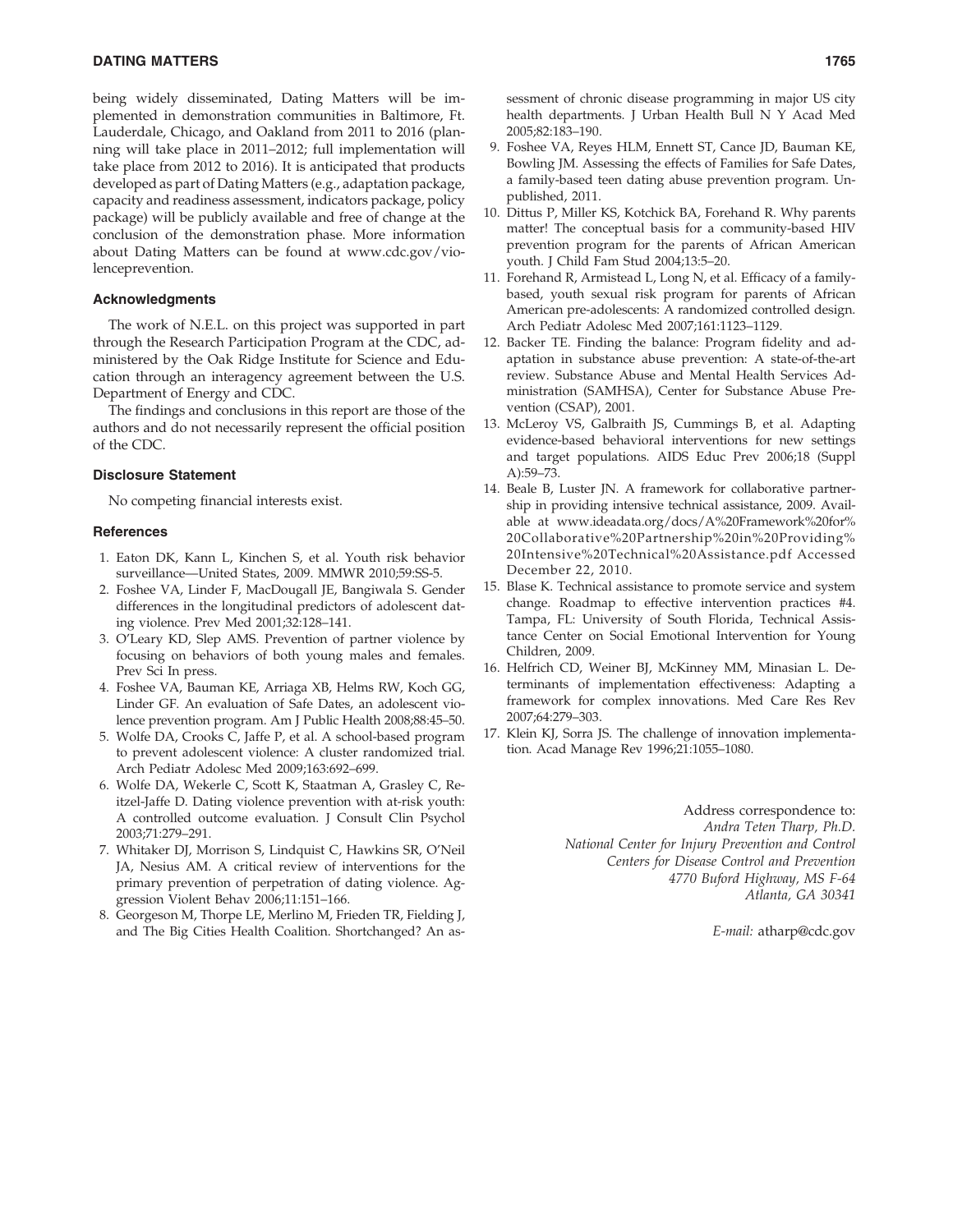being widely disseminated, Dating Matters will be implemented in demonstration communities in Baltimore, Ft. Lauderdale, Chicago, and Oakland from 2011 to 2016 (planning will take place in 2011–2012; full implementation will take place from 2012 to 2016). It is anticipated that products developed as part of Dating Matters (e.g., adaptation package, capacity and readiness assessment, indicators package, policy package) will be publicly available and free of change at the conclusion of the demonstration phase. More information about Dating Matters can be found at www.cdc.gov/violenceprevention.

### Acknowledgments

The work of N.E.L. on this project was supported in part through the Research Participation Program at the CDC, administered by the Oak Ridge Institute for Science and Education through an interagency agreement between the U.S. Department of Energy and CDC.

The findings and conclusions in this report are those of the authors and do not necessarily represent the official position of the CDC.

### Disclosure Statement

No competing financial interests exist.

### References

1. Eaton DK, Kann L, Kinchen S, et al. Youth risk behavior surveillance—United States, 2009. MMWR 2010;59:SS-5.
2. Foshee VA, Linder F, MacDougall JE, Bangiwala S. Gender differences in the longitudinal predictors of adolescent dating violence. Prev Med 2001;32:128–141.
3. O'Leary KD, Slep AMS. Prevention of partner violence by focusing on behaviors of both young males and females. Prev Sci In press.
4. Foshee VA, Bauman KE, Arriaga XB, Helms RW, Koch GG, Linder GF. An evaluation of Safe Dates, an adolescent violence prevention program. Am J Public Health 2008;88:45–50.
5. Wolfe DA, Crooks C, Jaffe P, et al. A school-based program to prevent adolescent violence: A cluster randomized trial. Arch Pediatr Adolesc Med 2009;163:692–699.
6. Wolfe DA, Wekerle C, Scott K, Staatman A, Grasley C, Reitzel-Jaffe D. Dating violence prevention with at-risk youth: A controlled outcome evaluation. J Consult Clin Psychol 2003;71:279–291.
7. Whitaker DJ, Morrison S, Lindquist C, Hawkins SR, O'Neil JA, Nesius AM. A critical review of interventions for the primary prevention of perpetration of dating violence. Aggression Violent Behav 2006;11:151–166.
8. Georgeson M, Thorpe LE, Merlino M, Frieden TR, Fielding J, and The Big Cities Health Coalition. Shortchanged? An assessment of chronic disease programming in major US city health departments. J Urban Health Bull N Y Acad Med 2005;82:183–190.
9. Foshee VA, Reyes HLM, Ennett ST, Cance JD, Bauman KE, Bowling JM. Assessing the effects of Families for Safe Dates, a family-based teen dating abuse prevention program. Unpublished, 2011.
10. Dittus P, Miller KS, Kotchick BA, Forehand R. Why parents matter! The conceptual basis for a community-based HIV prevention program for the parents of African American youth. J Child Fam Stud 2004;13:5–20.
11. Forehand R, Armistead L, Long N, et al. Efficacy of a family-based, youth sexual risk program for parents of African American pre-adolescents: A randomized controlled design. Arch Pediatr Adolesc Med 2007;161:1123–1129.
12. Backer TE. Finding the balance: Program fidelity and adaptation in substance abuse prevention: A state-of-the-art review. Substance Abuse and Mental Health Services Administration (SAMHSA), Center for Substance Abuse Prevention (CSAP), 2001.
13. McLeroy VS, Galbraith JS, Cummings B, et al. Adapting evidence-based behavioral interventions for new settings and target populations. AIDS Educ Prev 2006;18 (Suppl A):59–73.
14. Beale B, Luster JN. A framework for collaborative partnership in providing intensive technical assistance, 2009. Available at www.ideadata.org/docs/A%20Framework%20for%20Collaborative%20Partnership%20in%20Providing%20Intensive%20Technical%20Assistance.pdf Accessed December 22, 2010.
15. Blase K. Technical assistance to promote service and system change. Roadmap to effective intervention practices #4. Tampa, FL: University of South Florida, Technical Assistance Center on Social Emotional Intervention for Young Children, 2009.
16. Helfrich CD, Weiner BJ, McKinney MM, Minasian L. Determinants of implementation effectiveness: Adapting a framework for complex innovations. Med Care Res Rev 2007;64:279–303.
17. Klein KJ, Sorra JS. The challenge of innovation implementation. Acad Manage Rev 1996;21:1055–1080.

Address correspondence to:
*Andra Teten Tharp, Ph.D.*
*National Center for Injury Prevention and Control*
*Centers for Disease Control and Prevention*
*4770 Buford Highway, MS F-64*
*Atlanta, GA 30341*

*E-mail:* atharp@cdc.gov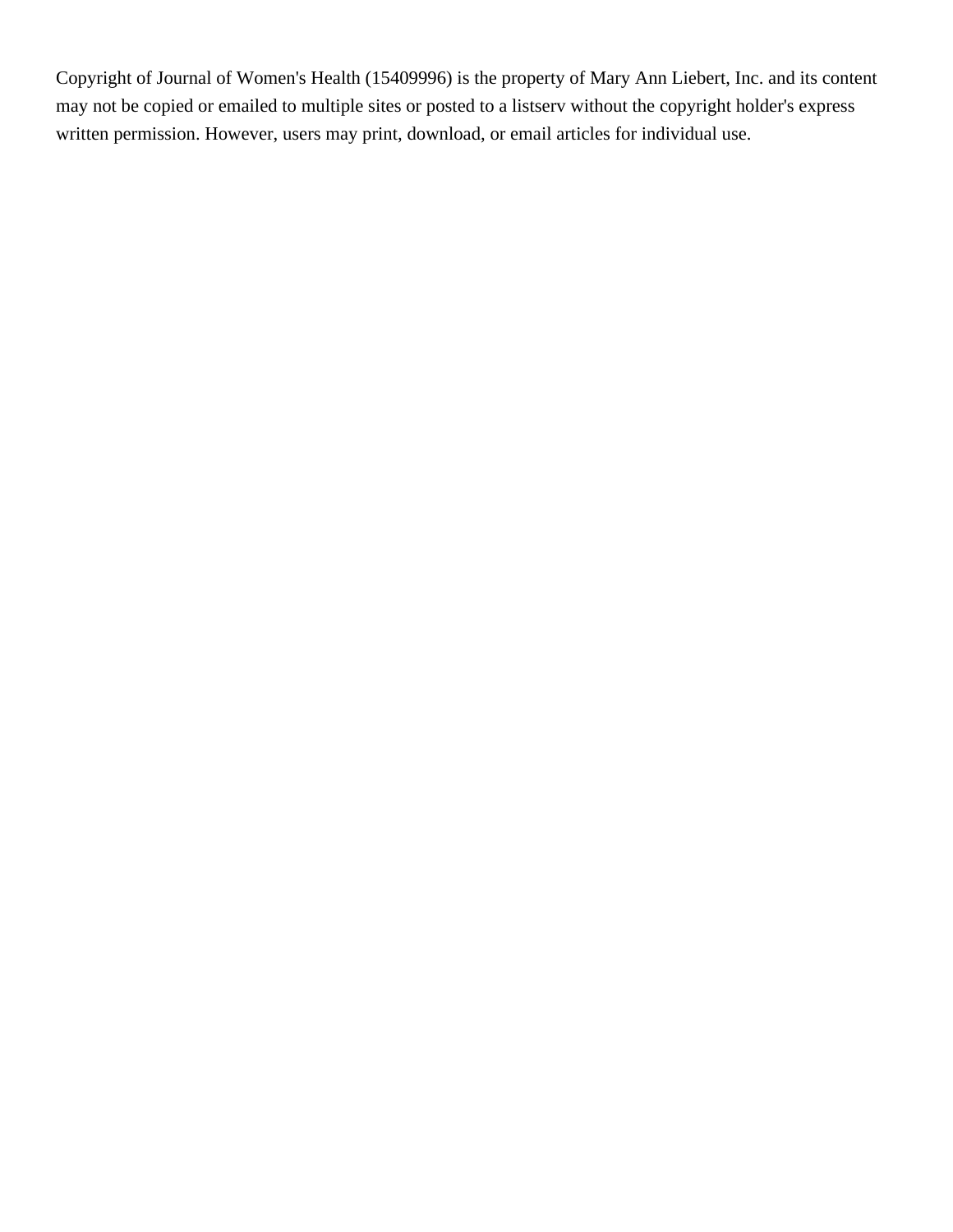Copyright of Journal of Women's Health (15409996) is the property of Mary Ann Liebert, Inc. and its content may not be copied or emailed to multiple sites or posted to a listserv without the copyright holder's express written permission. However, users may print, download, or email articles for individual use.